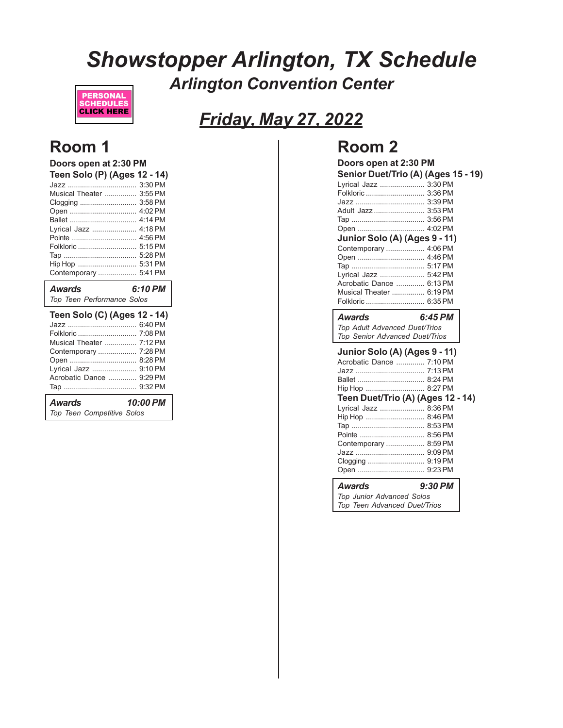# Showstopper Arlington, TX Schedule

## Arlington Convention Center

PERSONAL SCHEDULES CLICK HERE

## Friday, May 27, 2022

## Room 1

**Doors open at 2:30 PM**

**Teen Solo (P) (Ages 12 - 14)**

- Jazz .................................. 3:30 PM
- Musical Theater ................ 3:55 PM
- Clogging ............................ 3:58 PM
- Open ................................. 4:02 PM
- Ballet ................................. 4:14 PM
- Lyrical Jazz ...................... 4:18 PM
- Pointe ................................ 4:56 PM
- Folkloric ............................. 5:15 PM
- Tap .................................... 5:28 PM
- Hip Hop ............................. 5:31 PM
- Contemporary ................... 5:41 PM

***Awards 6:10 PM***
*Top Teen Performance Solos*

**Teen Solo (C) (Ages 12 - 14)**

- Jazz .................................. 6:40 PM
- Folkloric ............................. 7:08 PM
- Musical Theater ................ 7:12 PM
- Contemporary ................... 7:28 PM
- Open ................................. 8:28 PM
- Lyrical Jazz ...................... 9:10 PM
- Acrobatic Dance .............. 9:29 PM
- Tap .................................... 9:32 PM

***Awards 10:00 PM***
*Top Teen Competitive Solos*

## Room 2

**Doors open at 2:30 PM**

**Senior Duet/Trio (A) (Ages 15 - 19)**

- Lyrical Jazz ...................... 3:30 PM
- Folkloric ............................. 3:36 PM
- Jazz .................................. 3:39 PM
- Adult Jazz ......................... 3:53 PM
- Tap .................................... 3:56 PM
- Open ................................. 4:02 PM

**Junior Solo (A) (Ages 9 - 11)**

- Contemporary ................... 4:06 PM
- Open ................................. 4:46 PM
- Tap .................................... 5:17 PM
- Lyrical Jazz ...................... 5:42 PM
- Acrobatic Dance .............. 6:13 PM
- Musical Theater ................ 6:19 PM
- Folkloric ............................. 6:35 PM

***Awards 6:45 PM***
*Top Adult Advanced Duet/Trios*
*Top Senior Advanced Duet/Trios*

**Junior Solo (A) (Ages 9 - 11)**

- Acrobatic Dance .............. 7:10 PM
- Jazz .................................. 7:13 PM
- Ballet ................................. 8:24 PM
- Hip Hop ............................. 8:27 PM

**Teen Duet/Trio (A) (Ages 12 - 14)**

- Lyrical Jazz ...................... 8:36 PM
- Hip Hop ............................. 8:46 PM
- Tap .................................... 8:53 PM
- Pointe ................................ 8:56 PM
- Contemporary ................... 8:59 PM
- Jazz .................................. 9:09 PM
- Clogging ............................ 9:19 PM
- Open ................................. 9:23 PM

***Awards 9:30 PM***
*Top Junior Advanced Solos*
*Top Teen Advanced Duet/Trios*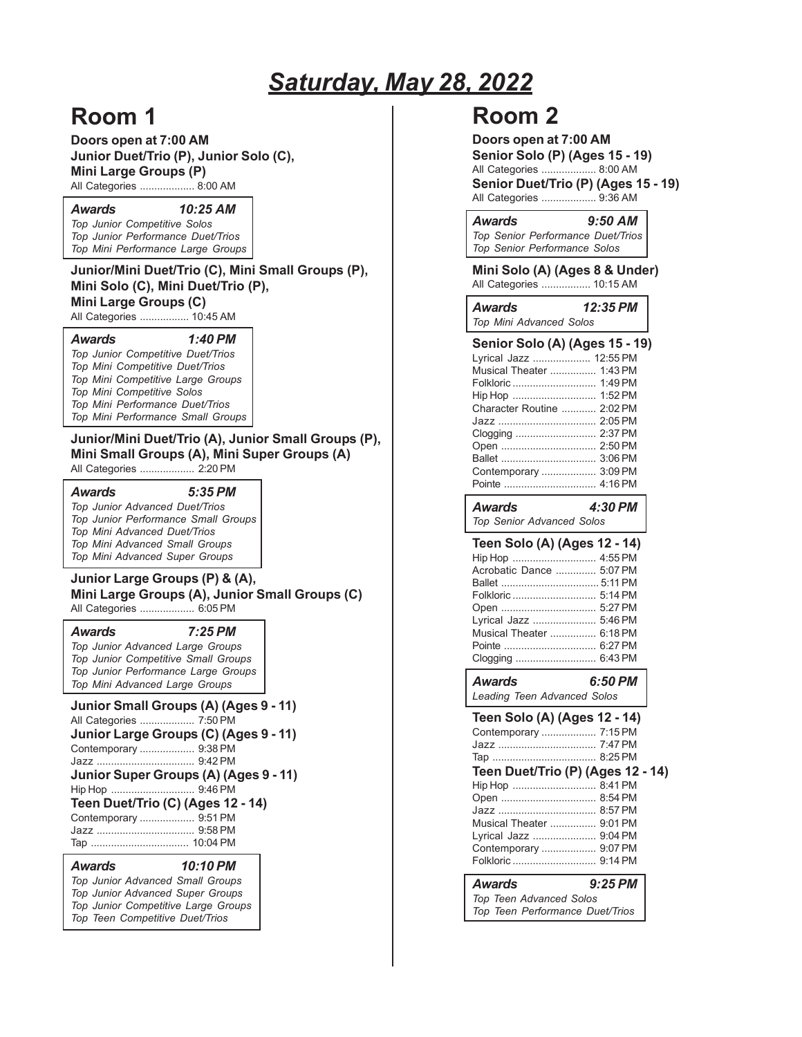# Saturday, May 28, 2022

## Room 1

**Doors open at 7:00 AM**

**Junior Duet/Trio (P), Junior Solo (C), Mini Large Groups (P)**

All Categories .................. 8:00 AM

> ***Awards 10:25 AM***
> *Top Junior Competitive Solos*
> *Top Junior Performance Duet/Trios*
> *Top Mini Performance Large Groups*

**Junior/Mini Duet/Trio (C), Mini Small Groups (P), Mini Solo (C), Mini Duet/Trio (P), Mini Large Groups (C)**

All Categories ................ 10:45 AM

> ***Awards 1:40 PM***
> *Top Junior Competitive Duet/Trios*
> *Top Mini Competitive Duet/Trios*
> *Top Mini Competitive Large Groups*
> *Top Mini Competitive Solos*
> *Top Mini Performance Duet/Trios*
> *Top Mini Performance Small Groups*

**Junior/Mini Duet/Trio (A), Junior Small Groups (P), Mini Small Groups (A), Mini Super Groups (A)**

All Categories .................. 2:20 PM

> ***Awards 5:35 PM***
> *Top Junior Advanced Duet/Trios*
> *Top Junior Performance Small Groups*
> *Top Mini Advanced Duet/Trios*
> *Top Mini Advanced Small Groups*
> *Top Mini Advanced Super Groups*

**Junior Large Groups (P) & (A), Mini Large Groups (A), Junior Small Groups (C)**

All Categories .................. 6:05 PM

> ***Awards 7:25 PM***
> *Top Junior Advanced Large Groups*
> *Top Junior Competitive Small Groups*
> *Top Junior Performance Large Groups*
> *Top Mini Advanced Large Groups*

**Junior Small Groups (A) (Ages 9 - 11)**

All Categories .................. 7:50 PM

**Junior Large Groups (C) (Ages 9 - 11)**

Contemporary .................. 9:38 PM
Jazz ................................ 9:42 PM

**Junior Super Groups (A) (Ages 9 - 11)**

Hip Hop ........................... 9:46 PM

**Teen Duet/Trio (C) (Ages 12 - 14)**

Contemporary .................. 9:51 PM
Jazz ................................ 9:58 PM
Tap ................................ 10:04 PM

> ***Awards 10:10 PM***
> *Top Junior Advanced Small Groups*
> *Top Junior Advanced Super Groups*
> *Top Junior Competitive Large Groups*
> *Top Teen Competitive Duet/Trios*

## Room 2

**Doors open at 7:00 AM**

**Senior Solo (P) (Ages 15 - 19)**

All Categories .................. 8:00 AM

**Senior Duet/Trio (P) (Ages 15 - 19)**

All Categories .................. 9:36 AM

> ***Awards 9:50 AM***
> *Top Senior Performance Duet/Trios*
> *Top Senior Performance Solos*

**Mini Solo (A) (Ages 8 & Under)**

All Categories ................ 10:15 AM

> ***Awards 12:35 PM***
> *Top Mini Advanced Solos*

**Senior Solo (A) (Ages 15 - 19)**

Lyrical Jazz ................... 12:55 PM
Musical Theater ............... 1:43 PM
Folkloric ............................ 1:49 PM
Hip Hop ............................ 1:52 PM
Character Routine ............ 2:02 PM
Jazz ................................. 2:05 PM
Clogging ........................... 2:37 PM
Open ................................ 2:50 PM
Ballet ................................ 3:06 PM
Contemporary .................. 3:09 PM
Pointe ............................... 4:16 PM

> ***Awards 4:30 PM***
> *Top Senior Advanced Solos*

**Teen Solo (A) (Ages 12 - 14)**

Hip Hop ............................ 4:55 PM
Acrobatic Dance .............. 5:07 PM
Ballet ................................ 5:11 PM
Folkloric ............................ 5:14 PM
Open ................................ 5:27 PM
Lyrical Jazz ..................... 5:46 PM
Musical Theater ............... 6:18 PM
Pointe ............................... 6:27 PM
Clogging ........................... 6:43 PM

> ***Awards 6:50 PM***
> *Leading Teen Advanced Solos*

**Teen Solo (A) (Ages 12 - 14)**

Contemporary .................. 7:15 PM
Jazz ................................. 7:47 PM
Tap .................................. 8:25 PM

**Teen Duet/Trio (P) (Ages 12 - 14)**

Hip Hop ............................ 8:41 PM
Open ................................ 8:54 PM
Jazz ................................. 8:57 PM
Musical Theater ............... 9:01 PM
Lyrical Jazz ..................... 9:04 PM
Contemporary .................. 9:07 PM
Folkloric ............................ 9:14 PM

> ***Awards 9:25 PM***
> *Top Teen Advanced Solos*
> *Top Teen Performance Duet/Trios*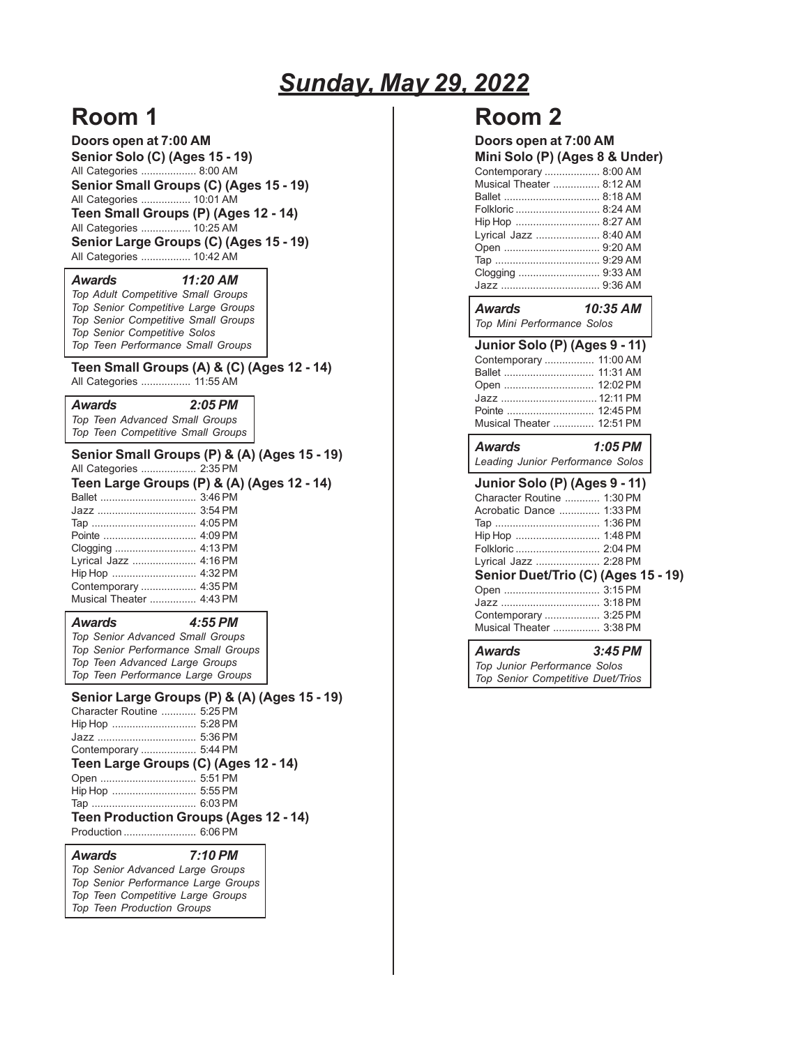# *Sunday, May 29, 2022*

## Room 1

**Doors open at 7:00 AM**

**Senior Solo (C) (Ages 15 - 19)**

All Categories ................... 8:00 AM

**Senior Small Groups (C) (Ages 15 - 19)**

All Categories ................. 10:01 AM

**Teen Small Groups (P) (Ages 12 - 14)**

All Categories ................. 10:25 AM

**Senior Large Groups (C) (Ages 15 - 19)**

All Categories ................. 10:42 AM

***Awards 11:20 AM***

*Top Adult Competitive Small Groups*
*Top Senior Competitive Large Groups*
*Top Senior Competitive Small Groups*
*Top Senior Competitive Solos*
*Top Teen Performance Small Groups*

**Teen Small Groups (A) & (C) (Ages 12 - 14)**

All Categories ................. 11:55 AM

***Awards 2:05 PM***

*Top Teen Advanced Small Groups*
*Top Teen Competitive Small Groups*

**Senior Small Groups (P) & (A) (Ages 15 - 19)**

All Categories ................... 2:35 PM

**Teen Large Groups (P) & (A) (Ages 12 - 14)**

Ballet ................................ 3:46 PM
Jazz .................................. 3:54 PM
Tap .................................... 4:05 PM
Pointe ................................ 4:09 PM
Clogging ............................ 4:13 PM
Lyrical Jazz ...................... 4:16 PM
Hip Hop ............................. 4:32 PM
Contemporary ................... 4:35 PM
Musical Theater ................ 4:43 PM

***Awards 4:55 PM***

*Top Senior Advanced Small Groups*
*Top Senior Performance Small Groups*
*Top Teen Advanced Large Groups*
*Top Teen Performance Large Groups*

**Senior Large Groups (P) & (A) (Ages 15 - 19)**

Character Routine ............ 5:25 PM
Hip Hop ............................. 5:28 PM
Jazz .................................. 5:36 PM
Contemporary ................... 5:44 PM

**Teen Large Groups (C) (Ages 12 - 14)**

Open ................................. 5:51 PM
Hip Hop ............................. 5:55 PM
Tap .................................... 6:03 PM

**Teen Production Groups (Ages 12 - 14)**

Production ......................... 6:06 PM

***Awards 7:10 PM***

*Top Senior Advanced Large Groups*
*Top Senior Performance Large Groups*
*Top Teen Competitive Large Groups*
*Top Teen Production Groups*

## Room 2

**Doors open at 7:00 AM**

**Mini Solo (P) (Ages 8 & Under)**

Contemporary ................... 8:00 AM
Musical Theater ................ 8:12 AM
Ballet ................................ 8:18 AM
Folkloric ............................ 8:24 AM
Hip Hop ............................. 8:27 AM
Lyrical Jazz ...................... 8:40 AM
Open ................................. 9:20 AM
Tap .................................... 9:29 AM
Clogging ............................ 9:33 AM
Jazz .................................. 9:36 AM

***Awards 10:35 AM***

*Top Mini Performance Solos*

**Junior Solo (P) (Ages 9 - 11)**

Contemporary ................. 11:00 AM
Ballet .............................. 11:31 AM
Open ............................... 12:02 PM
Jazz ................................. 12:11 PM
Pointe .............................. 12:45 PM
Musical Theater .............. 12:51 PM

***Awards 1:05 PM***

*Leading Junior Performance Solos*

**Junior Solo (P) (Ages 9 - 11)**

Character Routine ............ 1:30 PM
Acrobatic Dance .............. 1:33 PM
Tap .................................... 1:36 PM
Hip Hop ............................. 1:48 PM
Folkloric ............................ 2:04 PM
Lyrical Jazz ...................... 2:28 PM

**Senior Duet/Trio (C) (Ages 15 - 19)**

Open ................................. 3:15 PM
Jazz .................................. 3:18 PM
Contemporary ................... 3:25 PM
Musical Theater ................ 3:38 PM

***Awards 3:45 PM***

*Top Junior Performance Solos*
*Top Senior Competitive Duet/Trios*